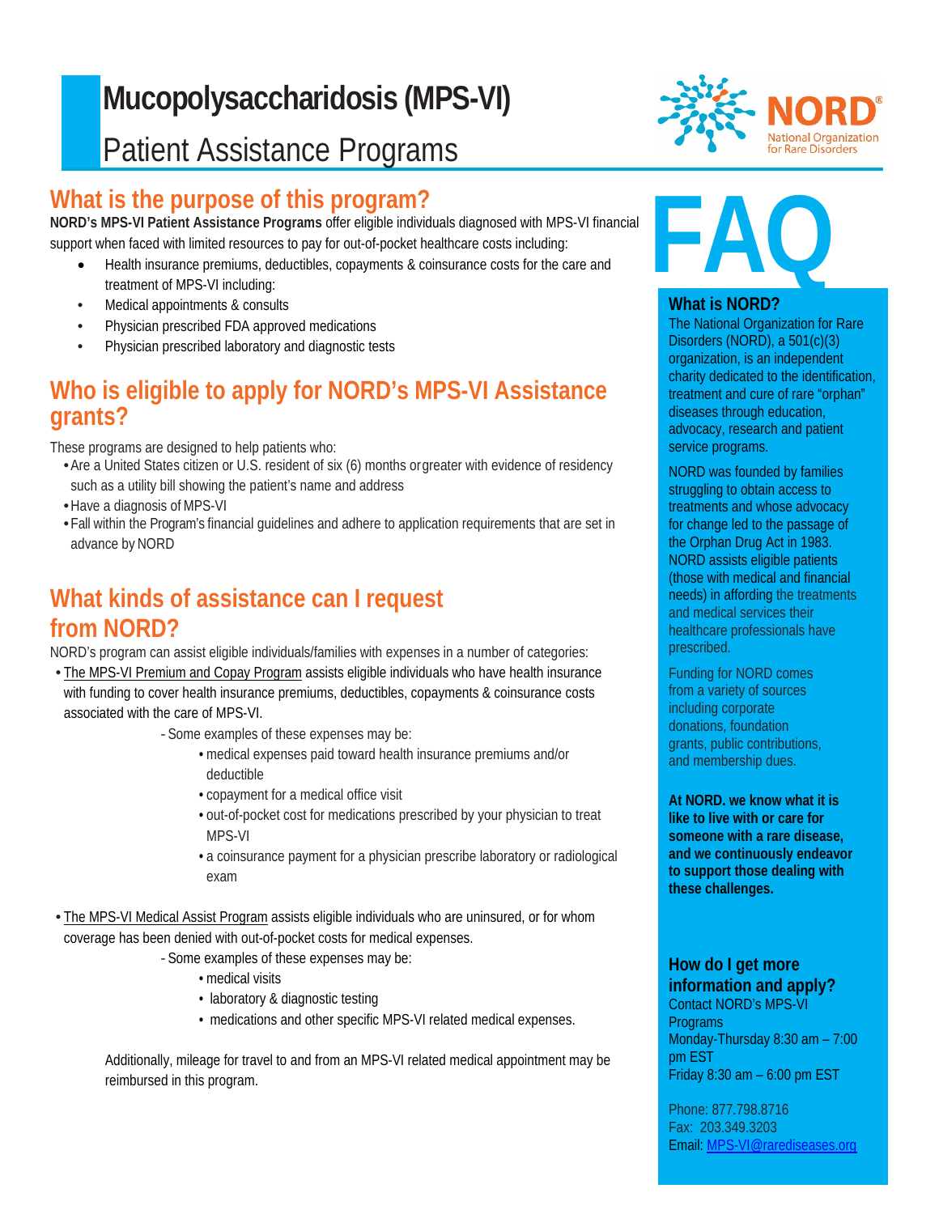# Mucopolysaccharidosis (MPS-VI)

## Patient Assistance Programs

## What is the purpose of this program?

**NORD's MPS-VI Patient Assistance Programs** offer eligible individuals diagnosed with MPS-VI financial support when faced with limited resources to pay for out-of-pocket healthcare costs including:

- Health insurance premiums, deductibles, copayments & coinsurance costs for the care and treatment of MPS-VI including:
- Medical appointments & consults
- Physician prescribed FDA approved medications
- Physician prescribed laboratory and diagnostic tests

## Who is eligible to apply for NORD's MPS-VI Assistance grants?

These programs are designed to help patients who:

- Are a United States citizen or U.S. resident of six (6) months or greater with evidence of residency such as a utility bill showing the patient's name and address
- Have a diagnosis of MPS-VI
- Fall within the Program's financial guidelines and adhere to application requirements that are set in advance by NORD

## What kinds of assistance can I request from NORD?

NORD's program can assist eligible individuals/families with expenses in a number of categories:

- The MPS-VI Premium and Copay Program assists eligible individuals who have health insurance with funding to cover health insurance premiums, deductibles, copayments & coinsurance costs associated with the care of MPS-VI.
  - Some examples of these expenses may be:
    - medical expenses paid toward health insurance premiums and/or deductible
    - copayment for a medical office visit
    - out-of-pocket cost for medications prescribed by your physician to treat MPS-VI
    - a coinsurance payment for a physician prescribe laboratory or radiological exam

- The MPS-VI Medical Assist Program assists eligible individuals who are uninsured, or for whom coverage has been denied with out-of-pocket costs for medical expenses.
  - Some examples of these expenses may be:
    - medical visits
    - laboratory & diagnostic testing
    - medications and other specific MPS-VI related medical expenses.

Additionally, mileage for travel to and from an MPS-VI related medical appointment may be reimbursed in this program.

# FAQ

### What is NORD?

The National Organization for Rare Disorders (NORD), a 501(c)(3) organization, is an independent charity dedicated to the identification, treatment and cure of rare "orphan" diseases through education, advocacy, research and patient service programs.

NORD was founded by families struggling to obtain access to treatments and whose advocacy for change led to the passage of the Orphan Drug Act in 1983. NORD assists eligible patients (those with medical and financial needs) in affording the treatments and medical services their healthcare professionals have prescribed.

Funding for NORD comes from a variety of sources including corporate donations, foundation grants, public contributions, and membership dues.

**At NORD. we know what it is like to live with or care for someone with a rare disease, and we continuously endeavor to support those dealing with these challenges.**

### How do I get more information and apply?

Contact NORD's MPS-VI Programs
Monday-Thursday 8:30 am – 7:00 pm EST
Friday 8:30 am – 6:00 pm EST

Phone: 877.798.8716
Fax: 203.349.3203
Email: MPS-VI@rarediseases.org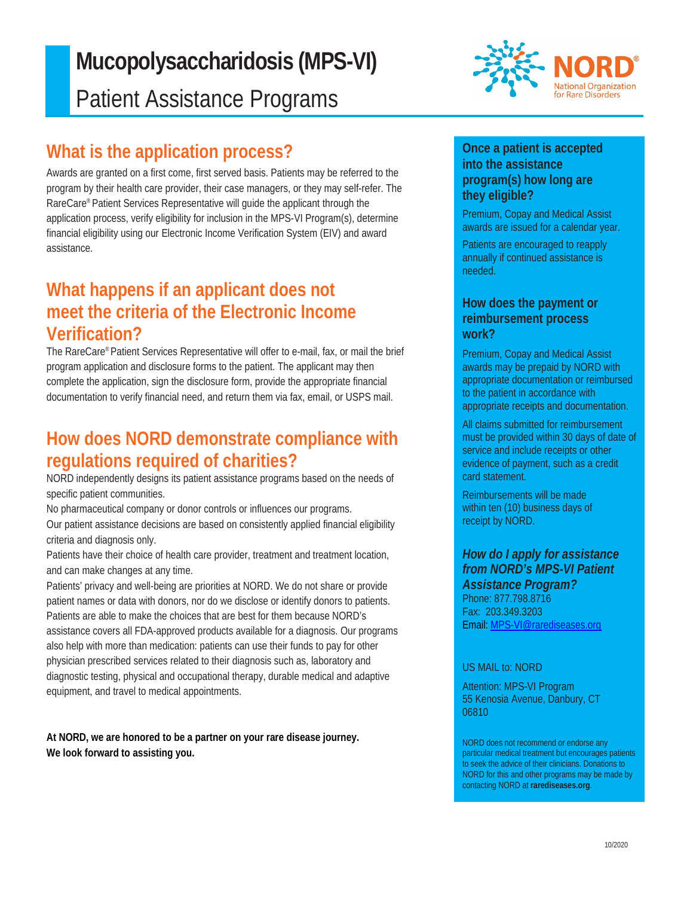# Mucopolysaccharidosis (MPS-VI)

Patient Assistance Programs

## What is the application process?

Awards are granted on a first come, first served basis. Patients may be referred to the program by their health care provider, their case managers, or they may self-refer. The RareCare® Patient Services Representative will guide the applicant through the application process, verify eligibility for inclusion in the MPS-VI Program(s), determine financial eligibility using our Electronic Income Verification System (EIV) and award assistance.

## What happens if an applicant does not meet the criteria of the Electronic Income Verification?

The RareCare® Patient Services Representative will offer to e-mail, fax, or mail the brief program application and disclosure forms to the patient. The applicant may then complete the application, sign the disclosure form, provide the appropriate financial documentation to verify financial need, and return them via fax, email, or USPS mail.

## How does NORD demonstrate compliance with regulations required of charities?

NORD independently designs its patient assistance programs based on the needs of specific patient communities.

No pharmaceutical company or donor controls or influences our programs.

Our patient assistance decisions are based on consistently applied financial eligibility criteria and diagnosis only.

Patients have their choice of health care provider, treatment and treatment location, and can make changes at any time.

Patients' privacy and well-being are priorities at NORD. We do not share or provide patient names or data with donors, nor do we disclose or identify donors to patients.

Patients are able to make the choices that are best for them because NORD's assistance covers all FDA-approved products available for a diagnosis. Our programs also help with more than medication: patients can use their funds to pay for other physician prescribed services related to their diagnosis such as, laboratory and diagnostic testing, physical and occupational therapy, durable medical and adaptive equipment, and travel to medical appointments.

**At NORD, we are honored to be a partner on your rare disease journey. We look forward to assisting you.**

### Once a patient is accepted into the assistance program(s) how long are they eligible?

Premium, Copay and Medical Assist awards are issued for a calendar year.

Patients are encouraged to reapply annually if continued assistance is needed.

### How does the payment or reimbursement process work?

Premium, Copay and Medical Assist awards may be prepaid by NORD with appropriate documentation or reimbursed to the patient in accordance with appropriate receipts and documentation.

All claims submitted for reimbursement must be provided within 30 days of date of service and include receipts or other evidence of payment, such as a credit card statement.

Reimbursements will be made within ten (10) business days of receipt by NORD.

### *How do I apply for assistance from NORD's MPS-VI Patient Assistance Program?*

Phone: 877.798.8716
Fax: 203.349.3203
Email: MPS-VI@rarediseases.org

US MAIL to: NORD

Attention: MPS-VI Program
55 Kenosia Avenue, Danbury, CT 06810

NORD does not recommend or endorse any particular medical treatment but encourages patients to seek the advice of their clinicians. Donations to NORD for this and other programs may be made by contacting NORD at **rarediseases.org**.

10/2020